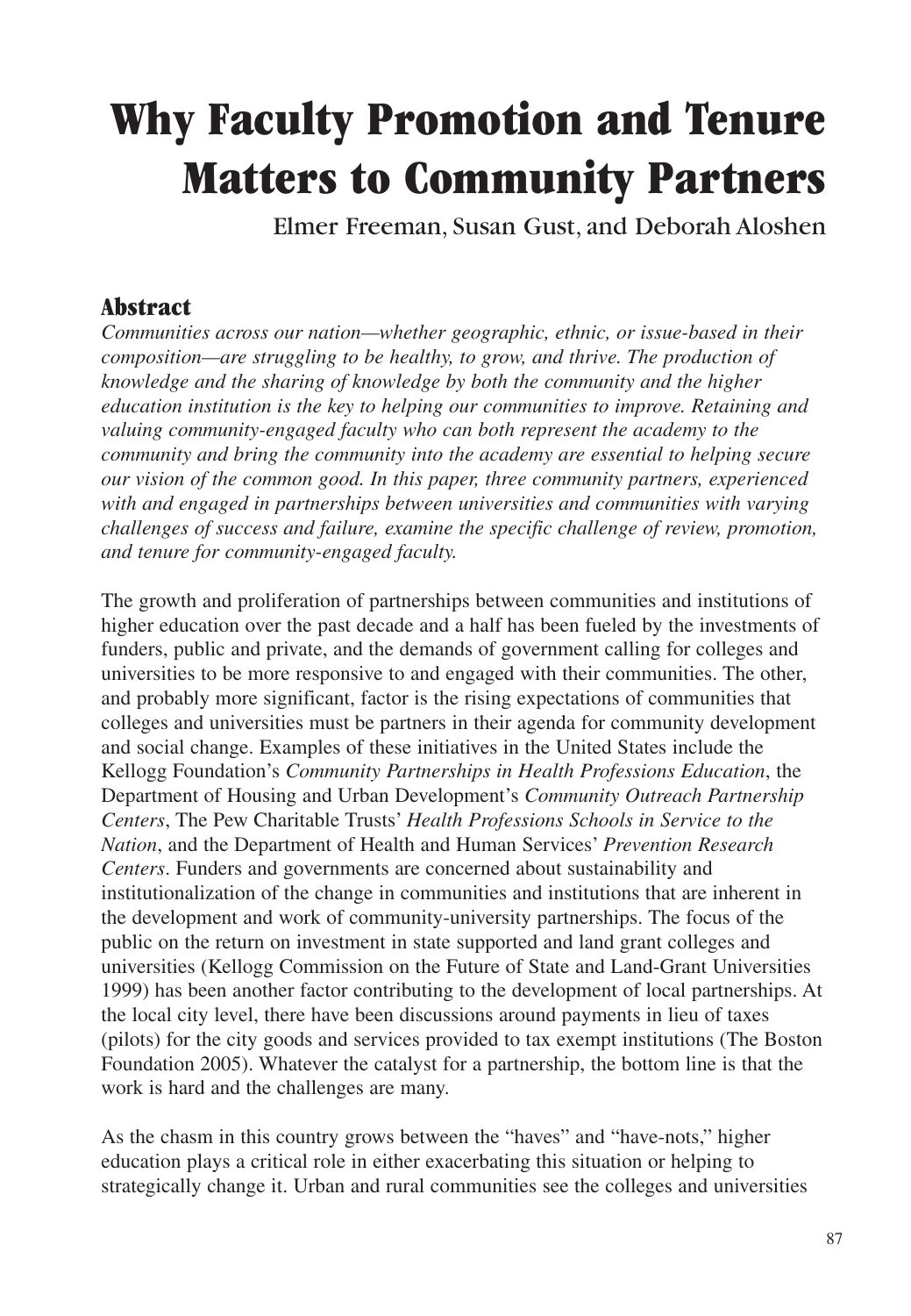# Why Faculty Promotion and Tenure Matters to Community Partners

Elmer Freeman, Susan Gust, and Deborah Aloshen

## Abstract

*Communities across our nation—whether geographic, ethnic, or issue-based in their composition—are struggling to be healthy, to grow, and thrive. The production of knowledge and the sharing of knowledge by both the community and the higher education institution is the key to helping our communities to improve. Retaining and valuing community-engaged faculty who can both represent the academy to the community and bring the community into the academy are essential to helping secure our vision of the common good. In this paper, three community partners, experienced with and engaged in partnerships between universities and communities with varying challenges of success and failure, examine the specific challenge of review, promotion, and tenure for community-engaged faculty.*

The growth and proliferation of partnerships between communities and institutions of higher education over the past decade and a half has been fueled by the investments of funders, public and private, and the demands of government calling for colleges and universities to be more responsive to and engaged with their communities. The other, and probably more significant, factor is the rising expectations of communities that colleges and universities must be partners in their agenda for community development and social change. Examples of these initiatives in the United States include the Kellogg Foundation's *Community Partnerships in Health Professions Education*, the Department of Housing and Urban Development's *Community Outreach Partnership Centers*, The Pew Charitable Trusts' *Health Professions Schools in Service to the Nation*, and the Department of Health and Human Services' *Prevention Research Centers*. Funders and governments are concerned about sustainability and institutionalization of the change in communities and institutions that are inherent in the development and work of community-university partnerships. The focus of the public on the return on investment in state supported and land grant colleges and universities (Kellogg Commission on the Future of State and Land-Grant Universities 1999) has been another factor contributing to the development of local partnerships. At the local city level, there have been discussions around payments in lieu of taxes (pilots) for the city goods and services provided to tax exempt institutions (The Boston Foundation 2005). Whatever the catalyst for a partnership, the bottom line is that the work is hard and the challenges are many.

As the chasm in this country grows between the "haves" and "have-nots," higher education plays a critical role in either exacerbating this situation or helping to strategically change it. Urban and rural communities see the colleges and universities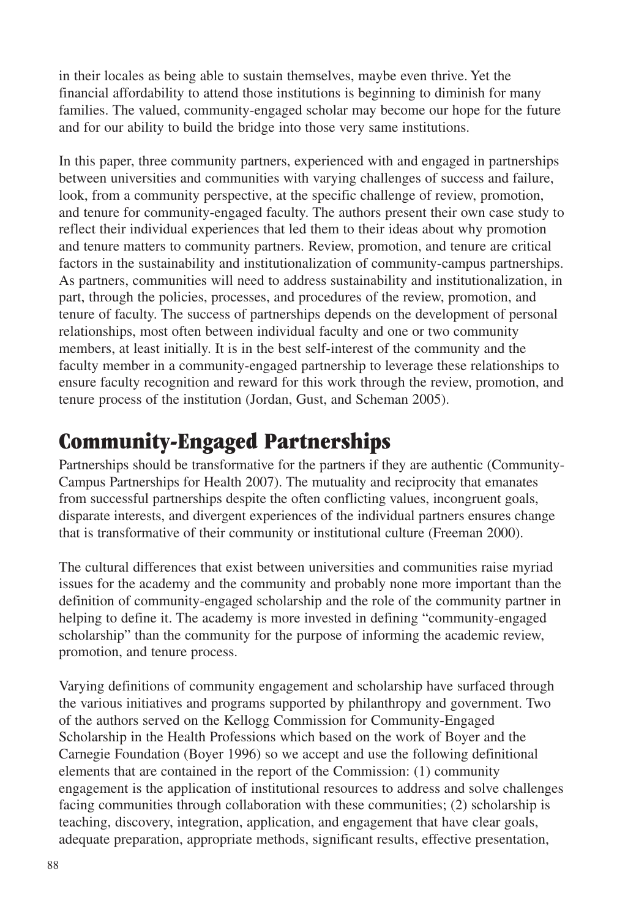in their locales as being able to sustain themselves, maybe even thrive. Yet the financial affordability to attend those institutions is beginning to diminish for many families. The valued, community-engaged scholar may become our hope for the future and for our ability to build the bridge into those very same institutions.

In this paper, three community partners, experienced with and engaged in partnerships between universities and communities with varying challenges of success and failure, look, from a community perspective, at the specific challenge of review, promotion, and tenure for community-engaged faculty. The authors present their own case study to reflect their individual experiences that led them to their ideas about why promotion and tenure matters to community partners. Review, promotion, and tenure are critical factors in the sustainability and institutionalization of community-campus partnerships. As partners, communities will need to address sustainability and institutionalization, in part, through the policies, processes, and procedures of the review, promotion, and tenure of faculty. The success of partnerships depends on the development of personal relationships, most often between individual faculty and one or two community members, at least initially. It is in the best self-interest of the community and the faculty member in a community-engaged partnership to leverage these relationships to ensure faculty recognition and reward for this work through the review, promotion, and tenure process of the institution (Jordan, Gust, and Scheman 2005).

## Community-Engaged Partnerships

Partnerships should be transformative for the partners if they are authentic (Community-Campus Partnerships for Health 2007). The mutuality and reciprocity that emanates from successful partnerships despite the often conflicting values, incongruent goals, disparate interests, and divergent experiences of the individual partners ensures change that is transformative of their community or institutional culture (Freeman 2000).

The cultural differences that exist between universities and communities raise myriad issues for the academy and the community and probably none more important than the definition of community-engaged scholarship and the role of the community partner in helping to define it. The academy is more invested in defining "community-engaged scholarship" than the community for the purpose of informing the academic review, promotion, and tenure process.

Varying definitions of community engagement and scholarship have surfaced through the various initiatives and programs supported by philanthropy and government. Two of the authors served on the Kellogg Commission for Community-Engaged Scholarship in the Health Professions which based on the work of Boyer and the Carnegie Foundation (Boyer 1996) so we accept and use the following definitional elements that are contained in the report of the Commission: (1) community engagement is the application of institutional resources to address and solve challenges facing communities through collaboration with these communities; (2) scholarship is teaching, discovery, integration, application, and engagement that have clear goals, adequate preparation, appropriate methods, significant results, effective presentation,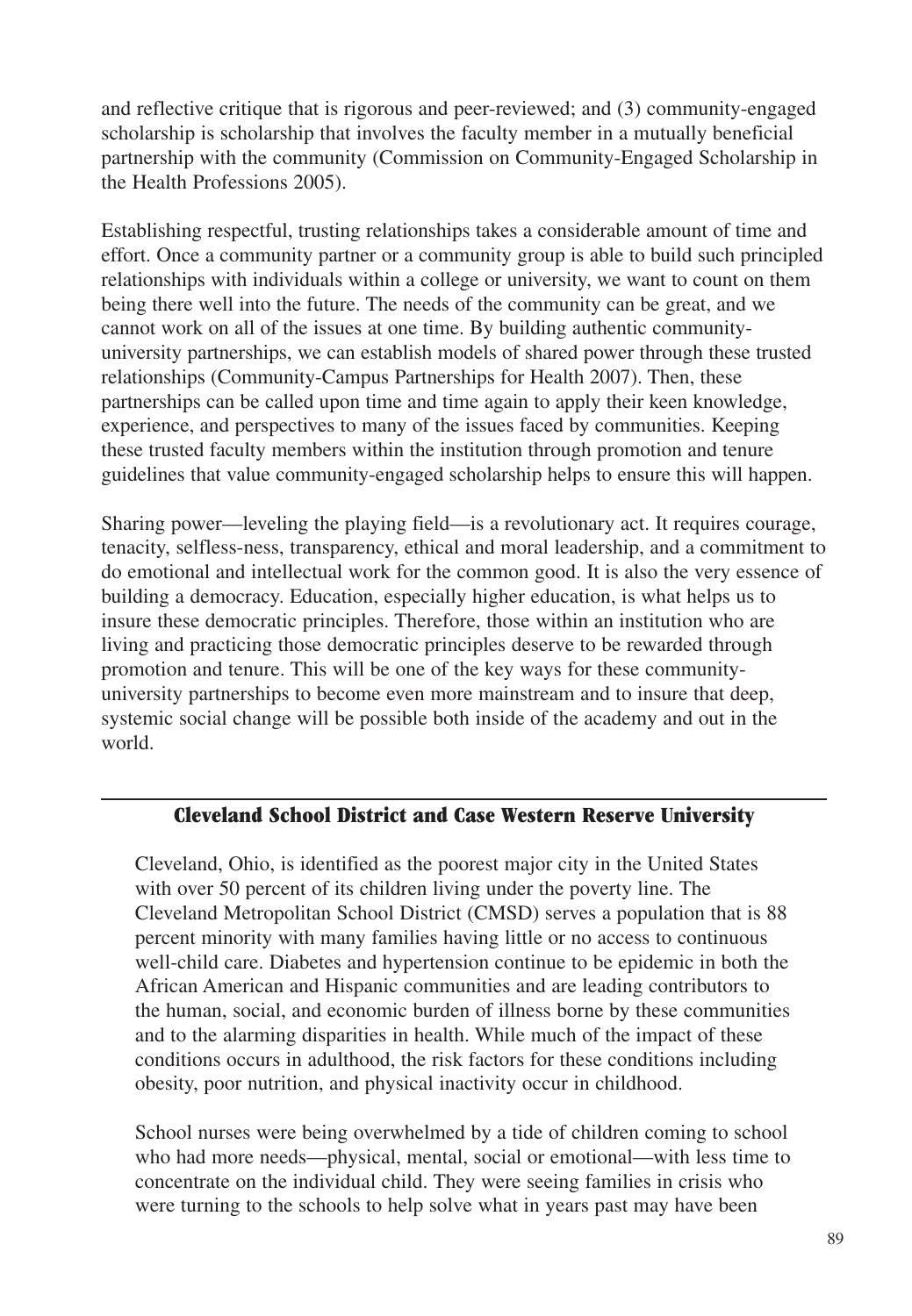and reflective critique that is rigorous and peer-reviewed; and (3) community-engaged scholarship is scholarship that involves the faculty member in a mutually beneficial partnership with the community (Commission on Community-Engaged Scholarship in the Health Professions 2005).

Establishing respectful, trusting relationships takes a considerable amount of time and effort. Once a community partner or a community group is able to build such principled relationships with individuals within a college or university, we want to count on them being there well into the future. The needs of the community can be great, and we cannot work on all of the issues at one time. By building authentic community-university partnerships, we can establish models of shared power through these trusted relationships (Community-Campus Partnerships for Health 2007). Then, these partnerships can be called upon time and time again to apply their keen knowledge, experience, and perspectives to many of the issues faced by communities. Keeping these trusted faculty members within the institution through promotion and tenure guidelines that value community-engaged scholarship helps to ensure this will happen.

Sharing power—leveling the playing field—is a revolutionary act. It requires courage, tenacity, selfless-ness, transparency, ethical and moral leadership, and a commitment to do emotional and intellectual work for the common good. It is also the very essence of building a democracy. Education, especially higher education, is what helps us to insure these democratic principles. Therefore, those within an institution who are living and practicing those democratic principles deserve to be rewarded through promotion and tenure. This will be one of the key ways for these community-university partnerships to become even more mainstream and to insure that deep, systemic social change will be possible both inside of the academy and out in the world.

---

### Cleveland School District and Case Western Reserve University

Cleveland, Ohio, is identified as the poorest major city in the United States with over 50 percent of its children living under the poverty line. The Cleveland Metropolitan School District (CMSD) serves a population that is 88 percent minority with many families having little or no access to continuous well-child care. Diabetes and hypertension continue to be epidemic in both the African American and Hispanic communities and are leading contributors to the human, social, and economic burden of illness borne by these communities and to the alarming disparities in health. While much of the impact of these conditions occurs in adulthood, the risk factors for these conditions including obesity, poor nutrition, and physical inactivity occur in childhood.

School nurses were being overwhelmed by a tide of children coming to school who had more needs—physical, mental, social or emotional—with less time to concentrate on the individual child. They were seeing families in crisis who were turning to the schools to help solve what in years past may have been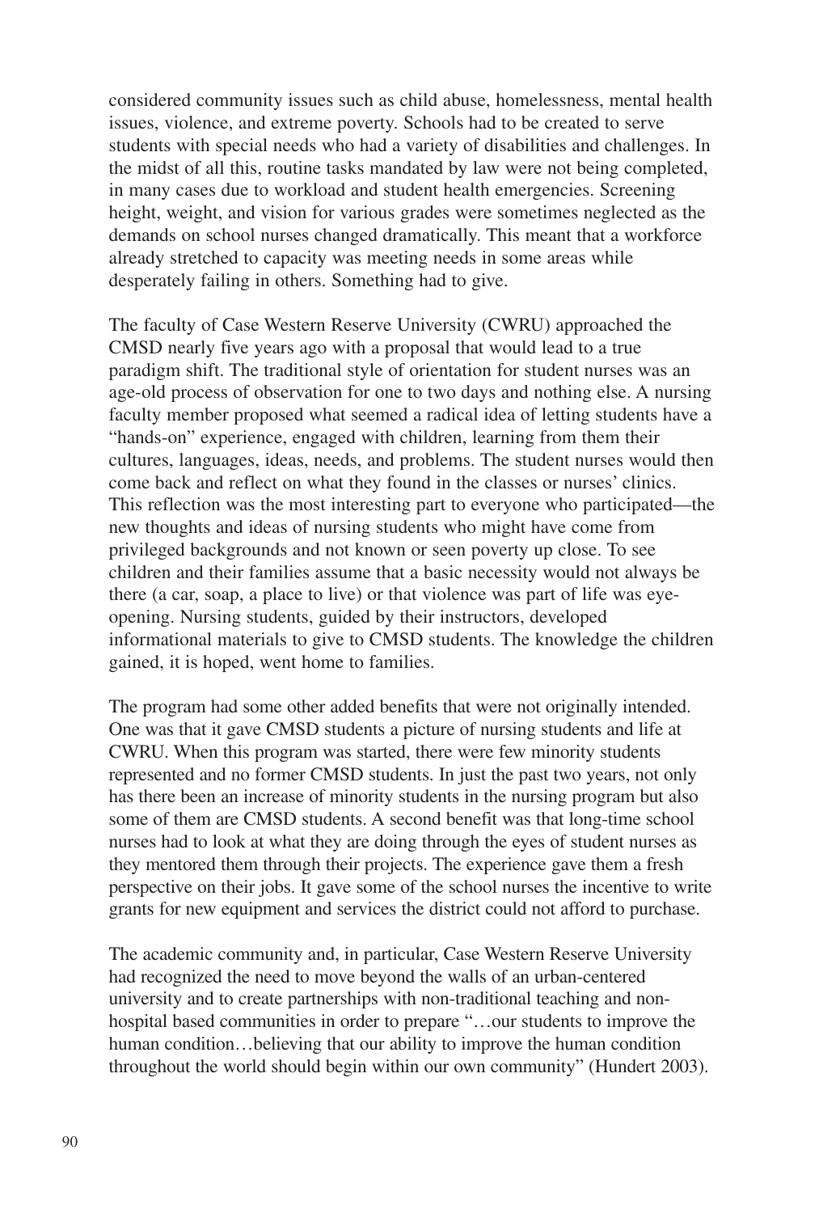considered community issues such as child abuse, homelessness, mental health issues, violence, and extreme poverty. Schools had to be created to serve students with special needs who had a variety of disabilities and challenges. In the midst of all this, routine tasks mandated by law were not being completed, in many cases due to workload and student health emergencies. Screening height, weight, and vision for various grades were sometimes neglected as the demands on school nurses changed dramatically. This meant that a workforce already stretched to capacity was meeting needs in some areas while desperately failing in others. Something had to give.

The faculty of Case Western Reserve University (CWRU) approached the CMSD nearly five years ago with a proposal that would lead to a true paradigm shift. The traditional style of orientation for student nurses was an age-old process of observation for one to two days and nothing else. A nursing faculty member proposed what seemed a radical idea of letting students have a "hands-on" experience, engaged with children, learning from them their cultures, languages, ideas, needs, and problems. The student nurses would then come back and reflect on what they found in the classes or nurses' clinics. This reflection was the most interesting part to everyone who participated—the new thoughts and ideas of nursing students who might have come from privileged backgrounds and not known or seen poverty up close. To see children and their families assume that a basic necessity would not always be there (a car, soap, a place to live) or that violence was part of life was eye-opening. Nursing students, guided by their instructors, developed informational materials to give to CMSD students. The knowledge the children gained, it is hoped, went home to families.

The program had some other added benefits that were not originally intended. One was that it gave CMSD students a picture of nursing students and life at CWRU. When this program was started, there were few minority students represented and no former CMSD students. In just the past two years, not only has there been an increase of minority students in the nursing program but also some of them are CMSD students. A second benefit was that long-time school nurses had to look at what they are doing through the eyes of student nurses as they mentored them through their projects. The experience gave them a fresh perspective on their jobs. It gave some of the school nurses the incentive to write grants for new equipment and services the district could not afford to purchase.

The academic community and, in particular, Case Western Reserve University had recognized the need to move beyond the walls of an urban-centered university and to create partnerships with non-traditional teaching and non-hospital based communities in order to prepare "…our students to improve the human condition…believing that our ability to improve the human condition throughout the world should begin within our own community" (Hundert 2003).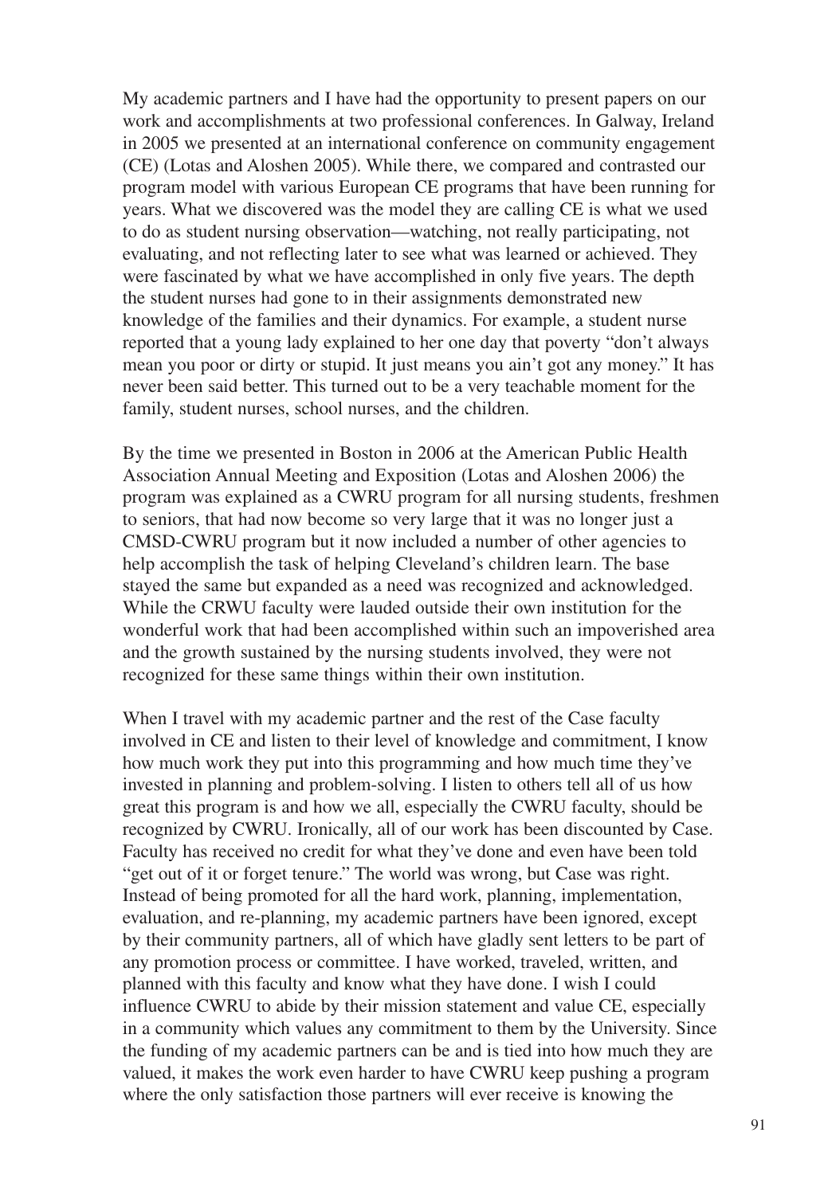My academic partners and I have had the opportunity to present papers on our work and accomplishments at two professional conferences. In Galway, Ireland in 2005 we presented at an international conference on community engagement (CE) (Lotas and Aloshen 2005). While there, we compared and contrasted our program model with various European CE programs that have been running for years. What we discovered was the model they are calling CE is what we used to do as student nursing observation—watching, not really participating, not evaluating, and not reflecting later to see what was learned or achieved. They were fascinated by what we have accomplished in only five years. The depth the student nurses had gone to in their assignments demonstrated new knowledge of the families and their dynamics. For example, a student nurse reported that a young lady explained to her one day that poverty "don't always mean you poor or dirty or stupid. It just means you ain't got any money." It has never been said better. This turned out to be a very teachable moment for the family, student nurses, school nurses, and the children.

By the time we presented in Boston in 2006 at the American Public Health Association Annual Meeting and Exposition (Lotas and Aloshen 2006) the program was explained as a CWRU program for all nursing students, freshmen to seniors, that had now become so very large that it was no longer just a CMSD-CWRU program but it now included a number of other agencies to help accomplish the task of helping Cleveland's children learn. The base stayed the same but expanded as a need was recognized and acknowledged. While the CRWU faculty were lauded outside their own institution for the wonderful work that had been accomplished within such an impoverished area and the growth sustained by the nursing students involved, they were not recognized for these same things within their own institution.

When I travel with my academic partner and the rest of the Case faculty involved in CE and listen to their level of knowledge and commitment, I know how much work they put into this programming and how much time they've invested in planning and problem-solving. I listen to others tell all of us how great this program is and how we all, especially the CWRU faculty, should be recognized by CWRU. Ironically, all of our work has been discounted by Case. Faculty has received no credit for what they've done and even have been told "get out of it or forget tenure." The world was wrong, but Case was right. Instead of being promoted for all the hard work, planning, implementation, evaluation, and re-planning, my academic partners have been ignored, except by their community partners, all of which have gladly sent letters to be part of any promotion process or committee. I have worked, traveled, written, and planned with this faculty and know what they have done. I wish I could influence CWRU to abide by their mission statement and value CE, especially in a community which values any commitment to them by the University. Since the funding of my academic partners can be and is tied into how much they are valued, it makes the work even harder to have CWRU keep pushing a program where the only satisfaction those partners will ever receive is knowing the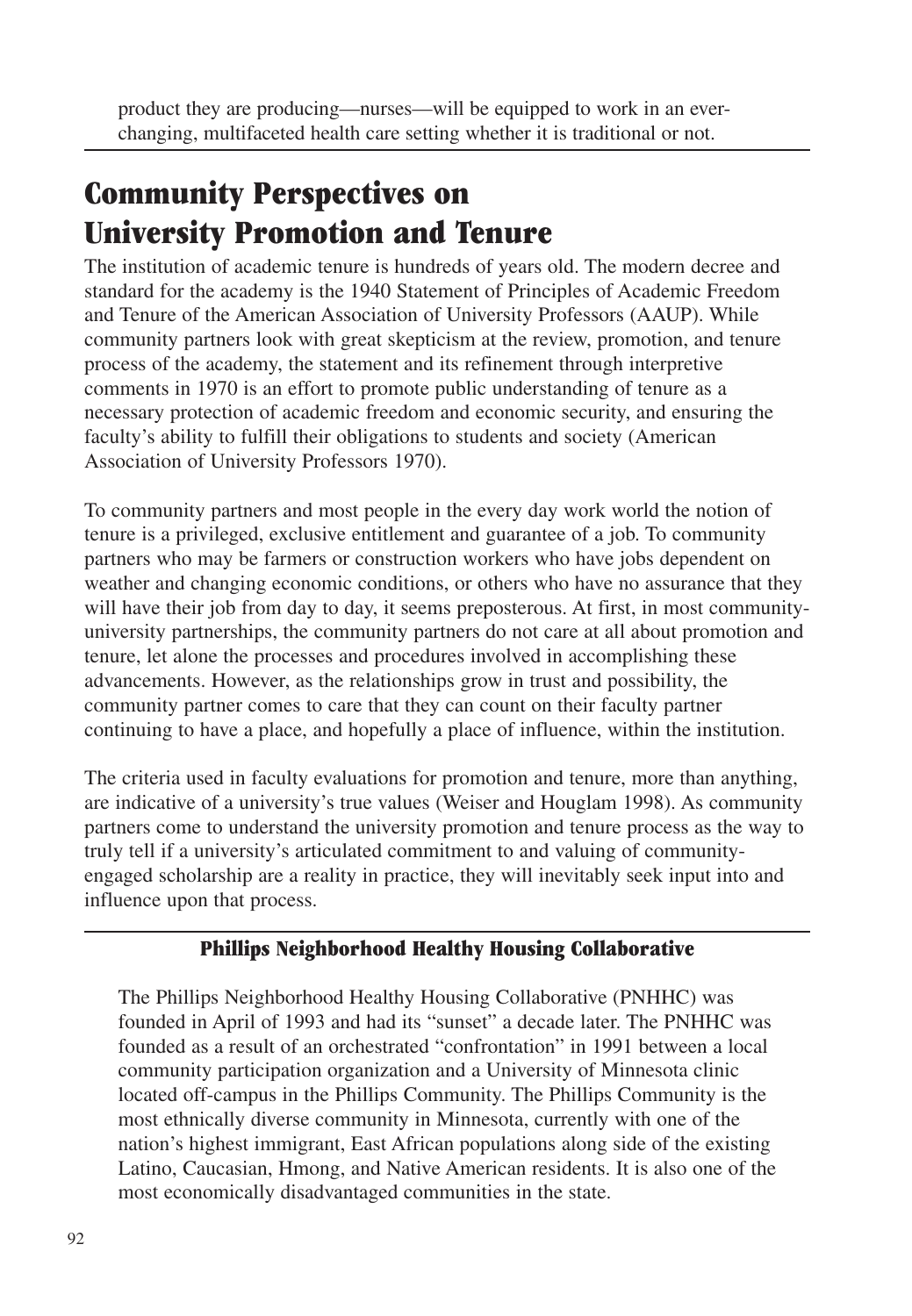product they are producing—nurses—will be equipped to work in an ever-changing, multifaceted health care setting whether it is traditional or not.

## Community Perspectives on University Promotion and Tenure

The institution of academic tenure is hundreds of years old. The modern decree and standard for the academy is the 1940 Statement of Principles of Academic Freedom and Tenure of the American Association of University Professors (AAUP). While community partners look with great skepticism at the review, promotion, and tenure process of the academy, the statement and its refinement through interpretive comments in 1970 is an effort to promote public understanding of tenure as a necessary protection of academic freedom and economic security, and ensuring the faculty's ability to fulfill their obligations to students and society (American Association of University Professors 1970).

To community partners and most people in the every day work world the notion of tenure is a privileged, exclusive entitlement and guarantee of a job. To community partners who may be farmers or construction workers who have jobs dependent on weather and changing economic conditions, or others who have no assurance that they will have their job from day to day, it seems preposterous. At first, in most community-university partnerships, the community partners do not care at all about promotion and tenure, let alone the processes and procedures involved in accomplishing these advancements. However, as the relationships grow in trust and possibility, the community partner comes to care that they can count on their faculty partner continuing to have a place, and hopefully a place of influence, within the institution.

The criteria used in faculty evaluations for promotion and tenure, more than anything, are indicative of a university's true values (Weiser and Houglam 1998). As community partners come to understand the university promotion and tenure process as the way to truly tell if a university's articulated commitment to and valuing of community-engaged scholarship are a reality in practice, they will inevitably seek input into and influence upon that process.

### Phillips Neighborhood Healthy Housing Collaborative

The Phillips Neighborhood Healthy Housing Collaborative (PNHHC) was founded in April of 1993 and had its "sunset" a decade later. The PNHHC was founded as a result of an orchestrated "confrontation" in 1991 between a local community participation organization and a University of Minnesota clinic located off-campus in the Phillips Community. The Phillips Community is the most ethnically diverse community in Minnesota, currently with one of the nation's highest immigrant, East African populations along side of the existing Latino, Caucasian, Hmong, and Native American residents. It is also one of the most economically disadvantaged communities in the state.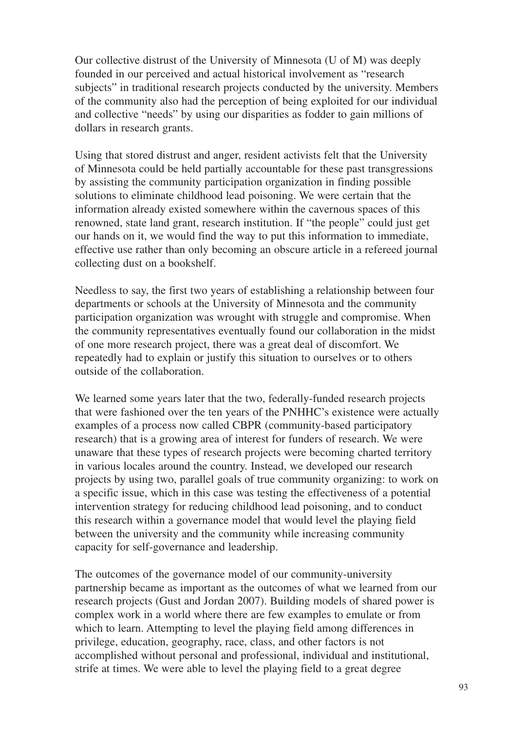Our collective distrust of the University of Minnesota (U of M) was deeply founded in our perceived and actual historical involvement as "research subjects" in traditional research projects conducted by the university. Members of the community also had the perception of being exploited for our individual and collective "needs" by using our disparities as fodder to gain millions of dollars in research grants.

Using that stored distrust and anger, resident activists felt that the University of Minnesota could be held partially accountable for these past transgressions by assisting the community participation organization in finding possible solutions to eliminate childhood lead poisoning. We were certain that the information already existed somewhere within the cavernous spaces of this renowned, state land grant, research institution. If "the people" could just get our hands on it, we would find the way to put this information to immediate, effective use rather than only becoming an obscure article in a refereed journal collecting dust on a bookshelf.

Needless to say, the first two years of establishing a relationship between four departments or schools at the University of Minnesota and the community participation organization was wrought with struggle and compromise. When the community representatives eventually found our collaboration in the midst of one more research project, there was a great deal of discomfort. We repeatedly had to explain or justify this situation to ourselves or to others outside of the collaboration.

We learned some years later that the two, federally-funded research projects that were fashioned over the ten years of the PNHHC's existence were actually examples of a process now called CBPR (community-based participatory research) that is a growing area of interest for funders of research. We were unaware that these types of research projects were becoming charted territory in various locales around the country. Instead, we developed our research projects by using two, parallel goals of true community organizing: to work on a specific issue, which in this case was testing the effectiveness of a potential intervention strategy for reducing childhood lead poisoning, and to conduct this research within a governance model that would level the playing field between the university and the community while increasing community capacity for self-governance and leadership.

The outcomes of the governance model of our community-university partnership became as important as the outcomes of what we learned from our research projects (Gust and Jordan 2007). Building models of shared power is complex work in a world where there are few examples to emulate or from which to learn. Attempting to level the playing field among differences in privilege, education, geography, race, class, and other factors is not accomplished without personal and professional, individual and institutional, strife at times. We were able to level the playing field to a great degree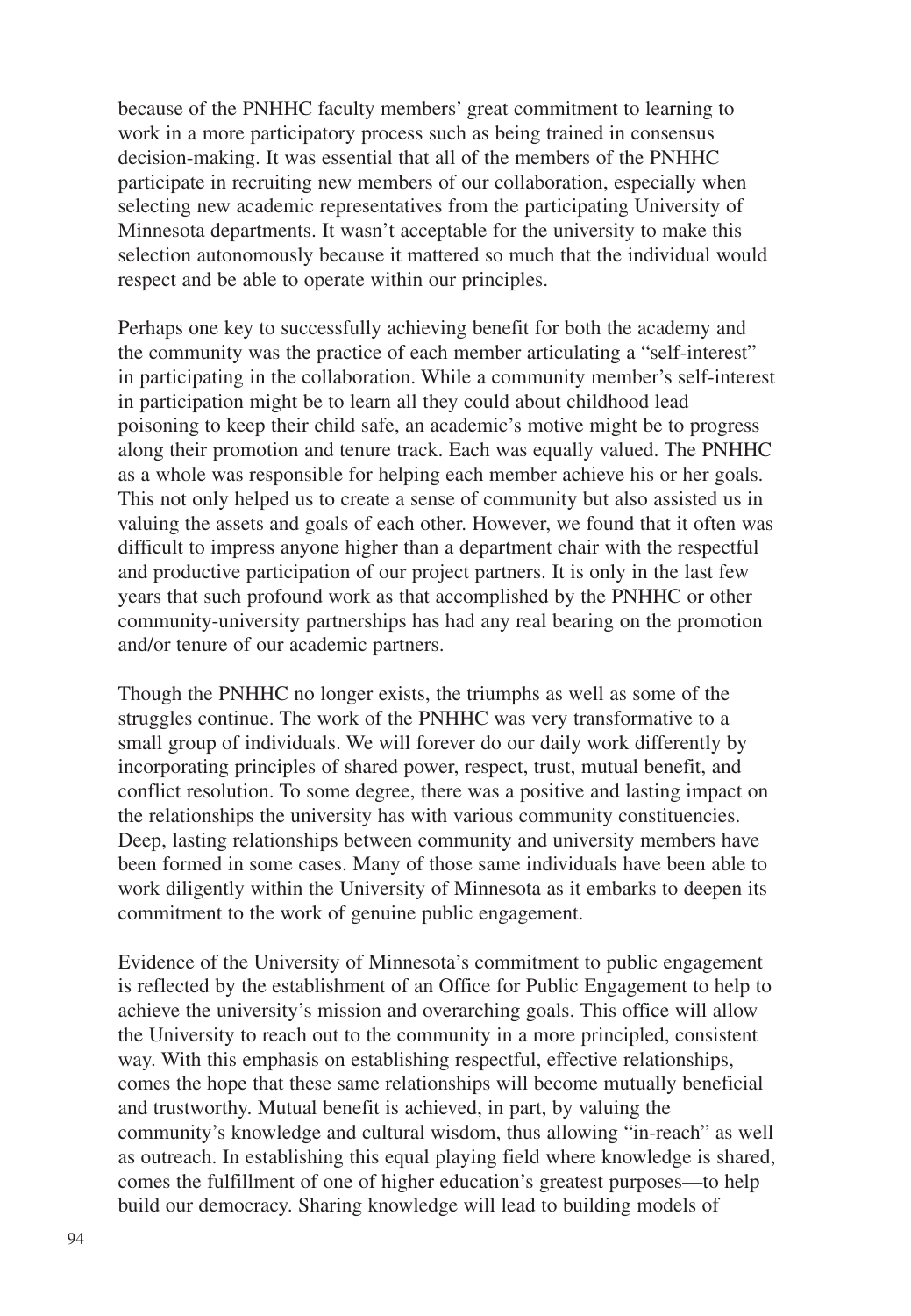because of the PNHHC faculty members' great commitment to learning to work in a more participatory process such as being trained in consensus decision-making. It was essential that all of the members of the PNHHC participate in recruiting new members of our collaboration, especially when selecting new academic representatives from the participating University of Minnesota departments. It wasn't acceptable for the university to make this selection autonomously because it mattered so much that the individual would respect and be able to operate within our principles.

Perhaps one key to successfully achieving benefit for both the academy and the community was the practice of each member articulating a "self-interest" in participating in the collaboration. While a community member's self-interest in participation might be to learn all they could about childhood lead poisoning to keep their child safe, an academic's motive might be to progress along their promotion and tenure track. Each was equally valued. The PNHHC as a whole was responsible for helping each member achieve his or her goals. This not only helped us to create a sense of community but also assisted us in valuing the assets and goals of each other. However, we found that it often was difficult to impress anyone higher than a department chair with the respectful and productive participation of our project partners. It is only in the last few years that such profound work as that accomplished by the PNHHC or other community-university partnerships has had any real bearing on the promotion and/or tenure of our academic partners.

Though the PNHHC no longer exists, the triumphs as well as some of the struggles continue. The work of the PNHHC was very transformative to a small group of individuals. We will forever do our daily work differently by incorporating principles of shared power, respect, trust, mutual benefit, and conflict resolution. To some degree, there was a positive and lasting impact on the relationships the university has with various community constituencies. Deep, lasting relationships between community and university members have been formed in some cases. Many of those same individuals have been able to work diligently within the University of Minnesota as it embarks to deepen its commitment to the work of genuine public engagement.

Evidence of the University of Minnesota's commitment to public engagement is reflected by the establishment of an Office for Public Engagement to help to achieve the university's mission and overarching goals. This office will allow the University to reach out to the community in a more principled, consistent way. With this emphasis on establishing respectful, effective relationships, comes the hope that these same relationships will become mutually beneficial and trustworthy. Mutual benefit is achieved, in part, by valuing the community's knowledge and cultural wisdom, thus allowing "in-reach" as well as outreach. In establishing this equal playing field where knowledge is shared, comes the fulfillment of one of higher education's greatest purposes—to help build our democracy. Sharing knowledge will lead to building models of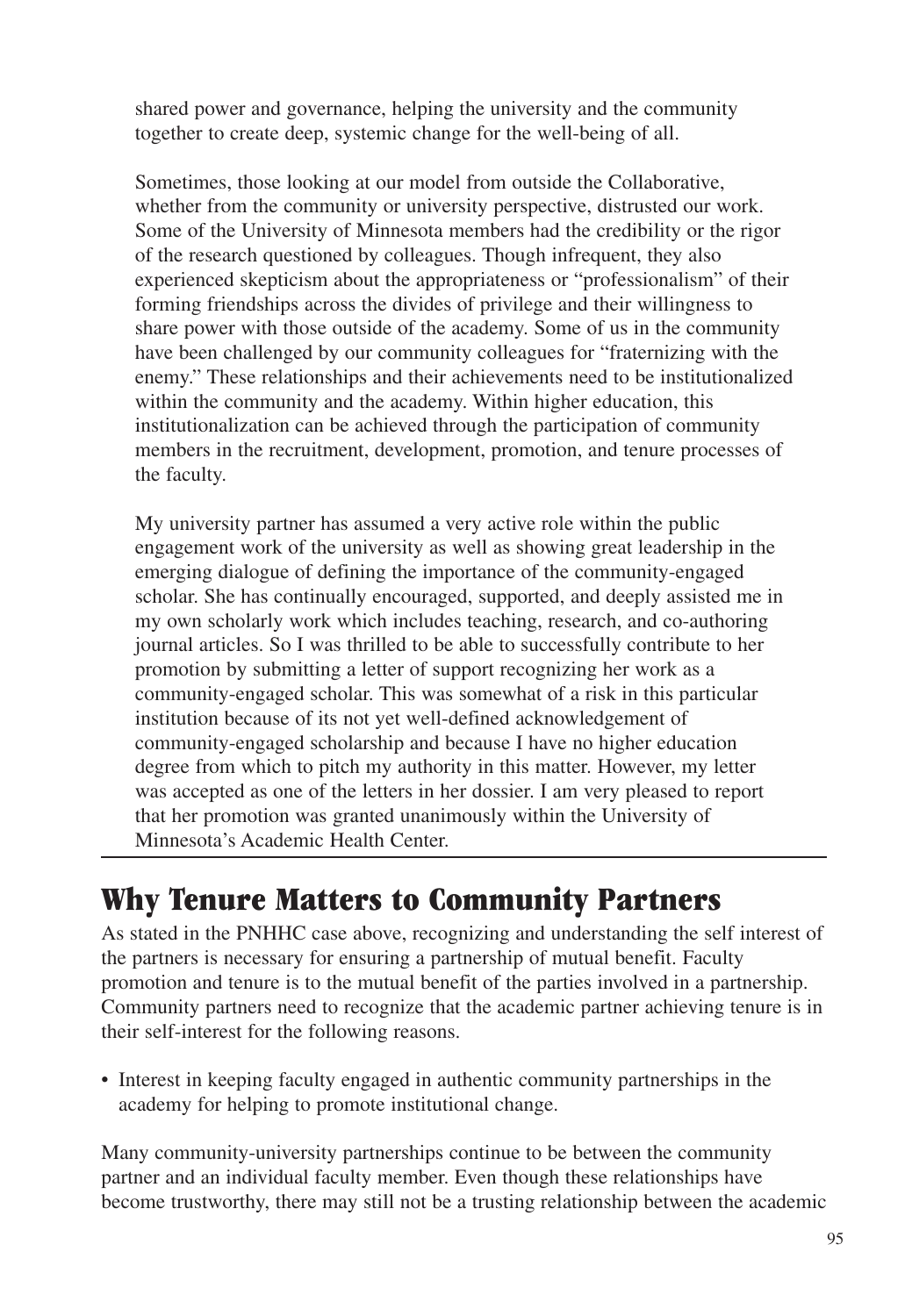shared power and governance, helping the university and the community together to create deep, systemic change for the well-being of all.

Sometimes, those looking at our model from outside the Collaborative, whether from the community or university perspective, distrusted our work. Some of the University of Minnesota members had the credibility or the rigor of the research questioned by colleagues. Though infrequent, they also experienced skepticism about the appropriateness or "professionalism" of their forming friendships across the divides of privilege and their willingness to share power with those outside of the academy. Some of us in the community have been challenged by our community colleagues for "fraternizing with the enemy." These relationships and their achievements need to be institutionalized within the community and the academy. Within higher education, this institutionalization can be achieved through the participation of community members in the recruitment, development, promotion, and tenure processes of the faculty.

My university partner has assumed a very active role within the public engagement work of the university as well as showing great leadership in the emerging dialogue of defining the importance of the community-engaged scholar. She has continually encouraged, supported, and deeply assisted me in my own scholarly work which includes teaching, research, and co-authoring journal articles. So I was thrilled to be able to successfully contribute to her promotion by submitting a letter of support recognizing her work as a community-engaged scholar. This was somewhat of a risk in this particular institution because of its not yet well-defined acknowledgement of community-engaged scholarship and because I have no higher education degree from which to pitch my authority in this matter. However, my letter was accepted as one of the letters in her dossier. I am very pleased to report that her promotion was granted unanimously within the University of Minnesota's Academic Health Center.

## Why Tenure Matters to Community Partners

As stated in the PNHHC case above, recognizing and understanding the self interest of the partners is necessary for ensuring a partnership of mutual benefit. Faculty promotion and tenure is to the mutual benefit of the parties involved in a partnership. Community partners need to recognize that the academic partner achieving tenure is in their self-interest for the following reasons.

- Interest in keeping faculty engaged in authentic community partnerships in the academy for helping to promote institutional change.

Many community-university partnerships continue to be between the community partner and an individual faculty member. Even though these relationships have become trustworthy, there may still not be a trusting relationship between the academic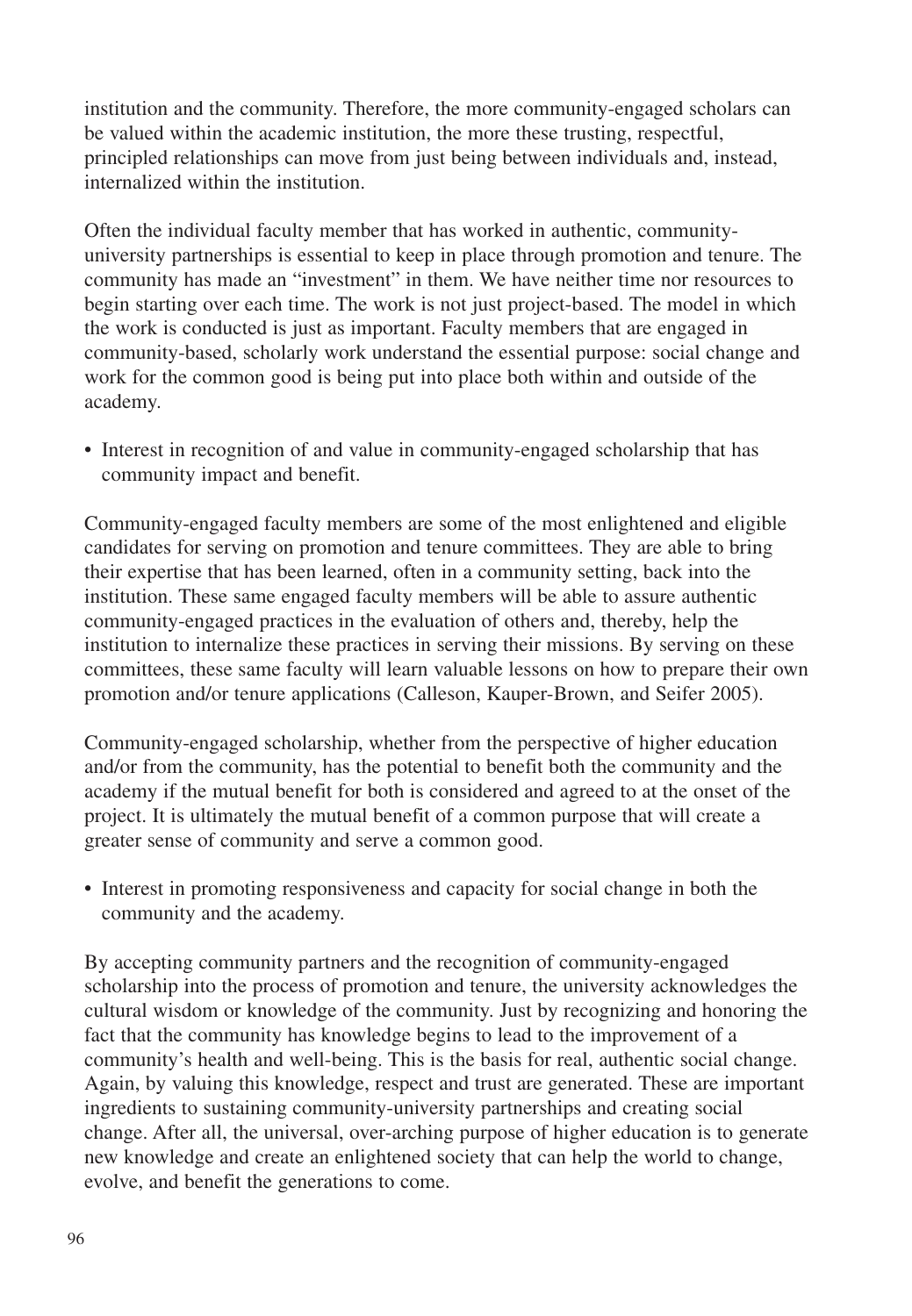institution and the community. Therefore, the more community-engaged scholars can be valued within the academic institution, the more these trusting, respectful, principled relationships can move from just being between individuals and, instead, internalized within the institution.

Often the individual faculty member that has worked in authentic, community-university partnerships is essential to keep in place through promotion and tenure. The community has made an "investment" in them. We have neither time nor resources to begin starting over each time. The work is not just project-based. The model in which the work is conducted is just as important. Faculty members that are engaged in community-based, scholarly work understand the essential purpose: social change and work for the common good is being put into place both within and outside of the academy.

- Interest in recognition of and value in community-engaged scholarship that has community impact and benefit.

Community-engaged faculty members are some of the most enlightened and eligible candidates for serving on promotion and tenure committees. They are able to bring their expertise that has been learned, often in a community setting, back into the institution. These same engaged faculty members will be able to assure authentic community-engaged practices in the evaluation of others and, thereby, help the institution to internalize these practices in serving their missions. By serving on these committees, these same faculty will learn valuable lessons on how to prepare their own promotion and/or tenure applications (Calleson, Kauper-Brown, and Seifer 2005).

Community-engaged scholarship, whether from the perspective of higher education and/or from the community, has the potential to benefit both the community and the academy if the mutual benefit for both is considered and agreed to at the onset of the project. It is ultimately the mutual benefit of a common purpose that will create a greater sense of community and serve a common good.

- Interest in promoting responsiveness and capacity for social change in both the community and the academy.

By accepting community partners and the recognition of community-engaged scholarship into the process of promotion and tenure, the university acknowledges the cultural wisdom or knowledge of the community. Just by recognizing and honoring the fact that the community has knowledge begins to lead to the improvement of a community's health and well-being. This is the basis for real, authentic social change. Again, by valuing this knowledge, respect and trust are generated. These are important ingredients to sustaining community-university partnerships and creating social change. After all, the universal, over-arching purpose of higher education is to generate new knowledge and create an enlightened society that can help the world to change, evolve, and benefit the generations to come.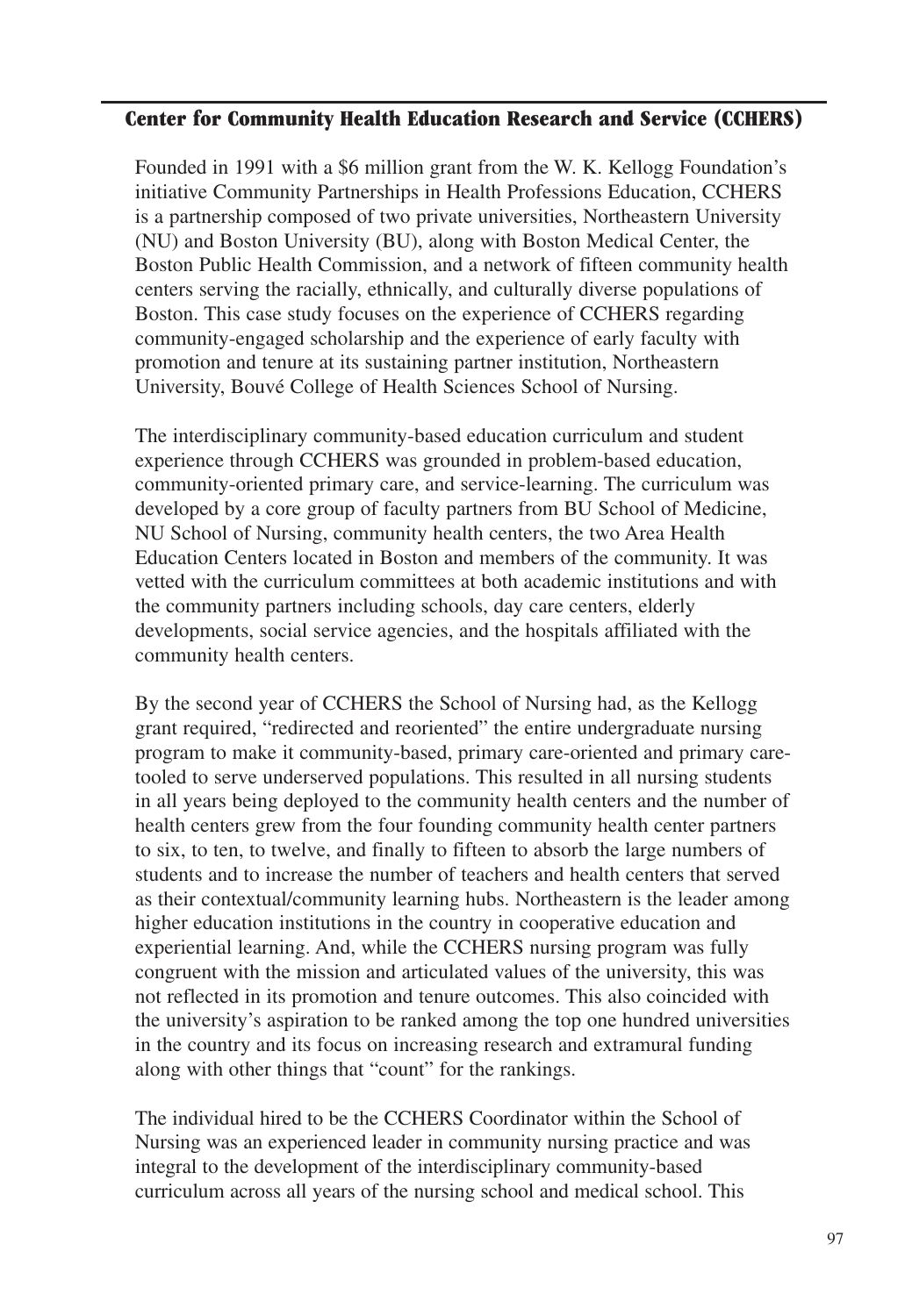## Center for Community Health Education Research and Service (CCHERS)

Founded in 1991 with a $6 million grant from the W. K. Kellogg Foundation's initiative Community Partnerships in Health Professions Education, CCHERS is a partnership composed of two private universities, Northeastern University (NU) and Boston University (BU), along with Boston Medical Center, the Boston Public Health Commission, and a network of fifteen community health centers serving the racially, ethnically, and culturally diverse populations of Boston. This case study focuses on the experience of CCHERS regarding community-engaged scholarship and the experience of early faculty with promotion and tenure at its sustaining partner institution, Northeastern University, Bouvé College of Health Sciences School of Nursing.

The interdisciplinary community-based education curriculum and student experience through CCHERS was grounded in problem-based education, community-oriented primary care, and service-learning. The curriculum was developed by a core group of faculty partners from BU School of Medicine, NU School of Nursing, community health centers, the two Area Health Education Centers located in Boston and members of the community. It was vetted with the curriculum committees at both academic institutions and with the community partners including schools, day care centers, elderly developments, social service agencies, and the hospitals affiliated with the community health centers.

By the second year of CCHERS the School of Nursing had, as the Kellogg grant required, "redirected and reoriented" the entire undergraduate nursing program to make it community-based, primary care-oriented and primary care-tooled to serve underserved populations. This resulted in all nursing students in all years being deployed to the community health centers and the number of health centers grew from the four founding community health center partners to six, to ten, to twelve, and finally to fifteen to absorb the large numbers of students and to increase the number of teachers and health centers that served as their contextual/community learning hubs. Northeastern is the leader among higher education institutions in the country in cooperative education and experiential learning. And, while the CCHERS nursing program was fully congruent with the mission and articulated values of the university, this was not reflected in its promotion and tenure outcomes. This also coincided with the university's aspiration to be ranked among the top one hundred universities in the country and its focus on increasing research and extramural funding along with other things that "count" for the rankings.

The individual hired to be the CCHERS Coordinator within the School of Nursing was an experienced leader in community nursing practice and was integral to the development of the interdisciplinary community-based curriculum across all years of the nursing school and medical school. This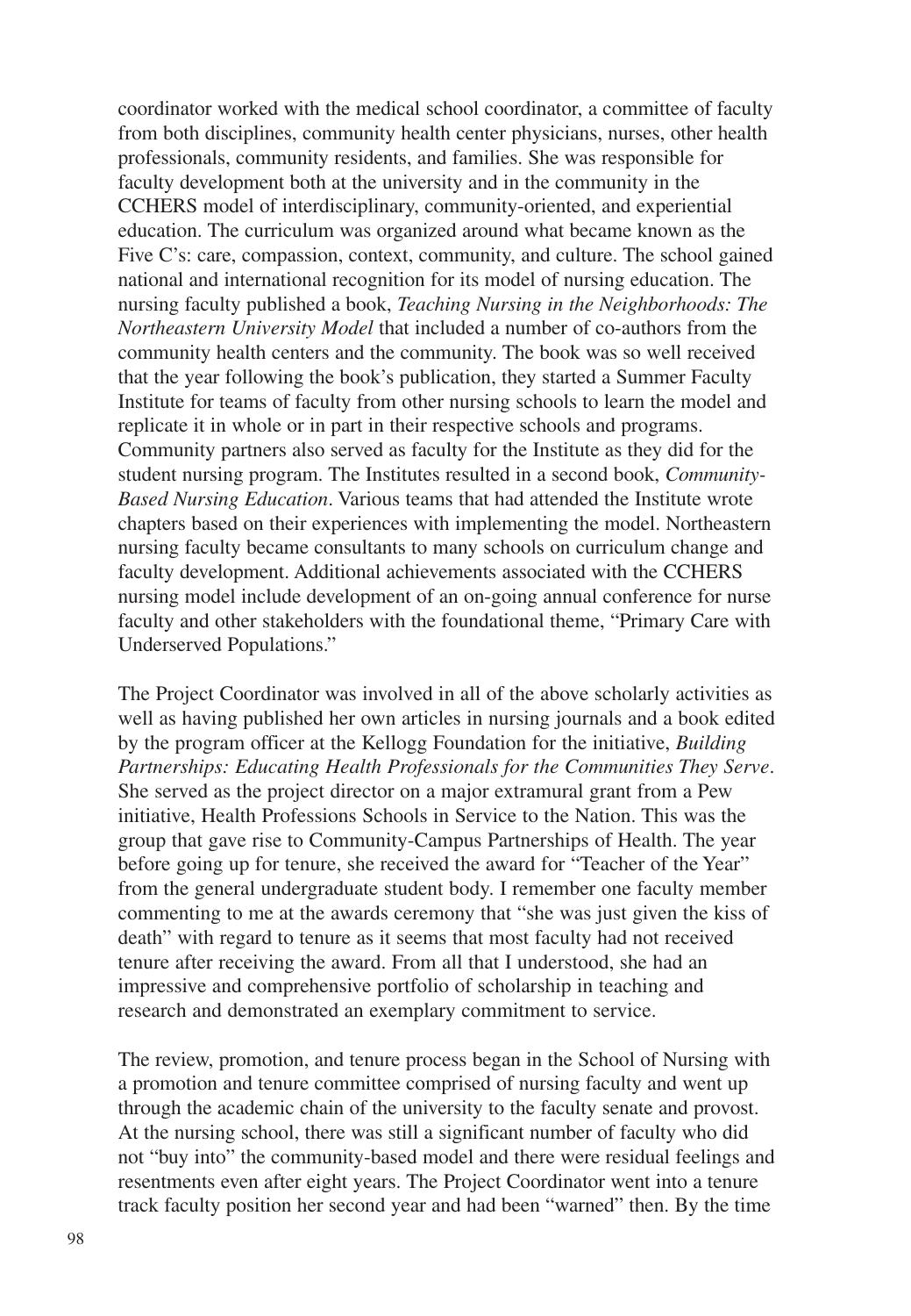coordinator worked with the medical school coordinator, a committee of faculty from both disciplines, community health center physicians, nurses, other health professionals, community residents, and families. She was responsible for faculty development both at the university and in the community in the CCHERS model of interdisciplinary, community-oriented, and experiential education. The curriculum was organized around what became known as the Five C's: care, compassion, context, community, and culture. The school gained national and international recognition for its model of nursing education. The nursing faculty published a book, *Teaching Nursing in the Neighborhoods: The Northeastern University Model* that included a number of co-authors from the community health centers and the community. The book was so well received that the year following the book's publication, they started a Summer Faculty Institute for teams of faculty from other nursing schools to learn the model and replicate it in whole or in part in their respective schools and programs. Community partners also served as faculty for the Institute as they did for the student nursing program. The Institutes resulted in a second book, *Community-Based Nursing Education*. Various teams that had attended the Institute wrote chapters based on their experiences with implementing the model. Northeastern nursing faculty became consultants to many schools on curriculum change and faculty development. Additional achievements associated with the CCHERS nursing model include development of an on-going annual conference for nurse faculty and other stakeholders with the foundational theme, "Primary Care with Underserved Populations."

The Project Coordinator was involved in all of the above scholarly activities as well as having published her own articles in nursing journals and a book edited by the program officer at the Kellogg Foundation for the initiative, *Building Partnerships: Educating Health Professionals for the Communities They Serve*. She served as the project director on a major extramural grant from a Pew initiative, Health Professions Schools in Service to the Nation. This was the group that gave rise to Community-Campus Partnerships of Health. The year before going up for tenure, she received the award for "Teacher of the Year" from the general undergraduate student body. I remember one faculty member commenting to me at the awards ceremony that "she was just given the kiss of death" with regard to tenure as it seems that most faculty had not received tenure after receiving the award. From all that I understood, she had an impressive and comprehensive portfolio of scholarship in teaching and research and demonstrated an exemplary commitment to service.

The review, promotion, and tenure process began in the School of Nursing with a promotion and tenure committee comprised of nursing faculty and went up through the academic chain of the university to the faculty senate and provost. At the nursing school, there was still a significant number of faculty who did not "buy into" the community-based model and there were residual feelings and resentments even after eight years. The Project Coordinator went into a tenure track faculty position her second year and had been "warned" then. By the time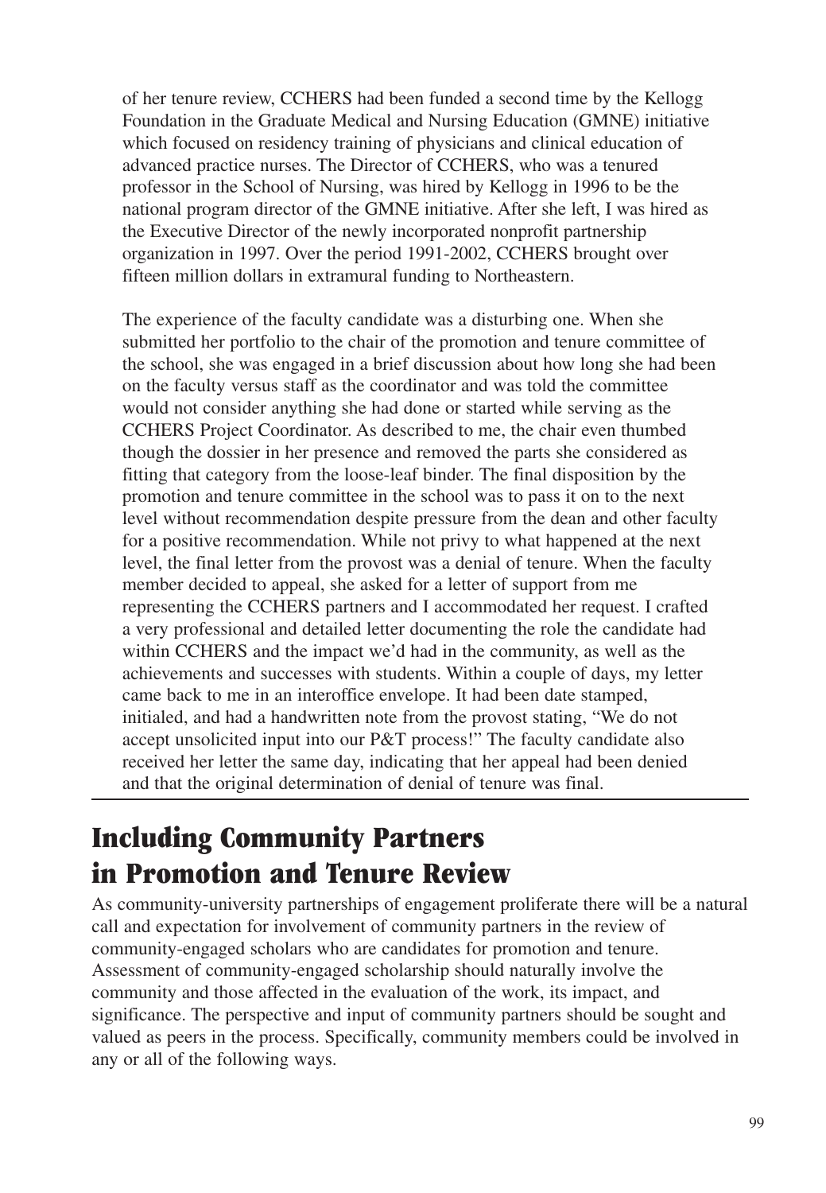of her tenure review, CCHERS had been funded a second time by the Kellogg Foundation in the Graduate Medical and Nursing Education (GMNE) initiative which focused on residency training of physicians and clinical education of advanced practice nurses. The Director of CCHERS, who was a tenured professor in the School of Nursing, was hired by Kellogg in 1996 to be the national program director of the GMNE initiative. After she left, I was hired as the Executive Director of the newly incorporated nonprofit partnership organization in 1997. Over the period 1991-2002, CCHERS brought over fifteen million dollars in extramural funding to Northeastern.

The experience of the faculty candidate was a disturbing one. When she submitted her portfolio to the chair of the promotion and tenure committee of the school, she was engaged in a brief discussion about how long she had been on the faculty versus staff as the coordinator and was told the committee would not consider anything she had done or started while serving as the CCHERS Project Coordinator. As described to me, the chair even thumbed though the dossier in her presence and removed the parts she considered as fitting that category from the loose-leaf binder. The final disposition by the promotion and tenure committee in the school was to pass it on to the next level without recommendation despite pressure from the dean and other faculty for a positive recommendation. While not privy to what happened at the next level, the final letter from the provost was a denial of tenure. When the faculty member decided to appeal, she asked for a letter of support from me representing the CCHERS partners and I accommodated her request. I crafted a very professional and detailed letter documenting the role the candidate had within CCHERS and the impact we'd had in the community, as well as the achievements and successes with students. Within a couple of days, my letter came back to me in an interoffice envelope. It had been date stamped, initialed, and had a handwritten note from the provost stating, "We do not accept unsolicited input into our P&T process!" The faculty candidate also received her letter the same day, indicating that her appeal had been denied and that the original determination of denial of tenure was final.

## Including Community Partners in Promotion and Tenure Review

As community-university partnerships of engagement proliferate there will be a natural call and expectation for involvement of community partners in the review of community-engaged scholars who are candidates for promotion and tenure. Assessment of community-engaged scholarship should naturally involve the community and those affected in the evaluation of the work, its impact, and significance. The perspective and input of community partners should be sought and valued as peers in the process. Specifically, community members could be involved in any or all of the following ways.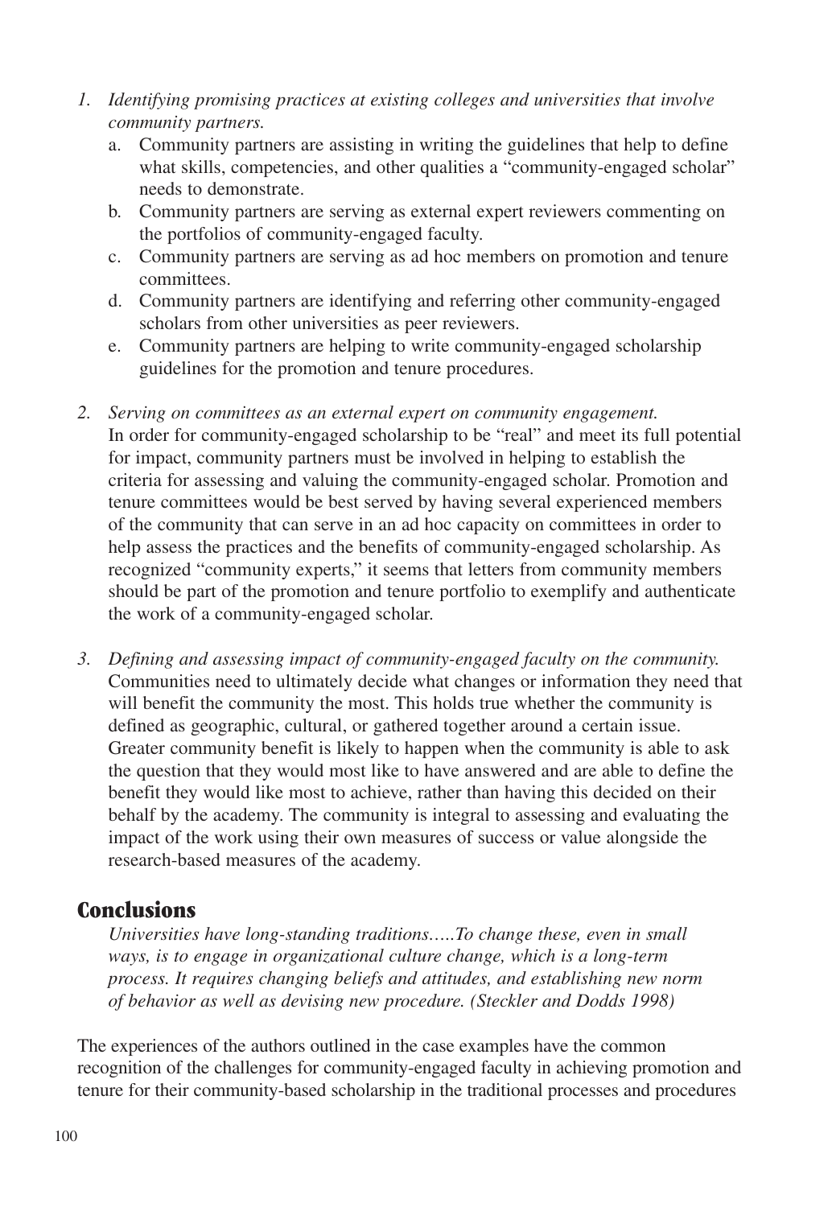1. *Identifying promising practices at existing colleges and universities that involve community partners.*
   a. Community partners are assisting in writing the guidelines that help to define what skills, competencies, and other qualities a "community-engaged scholar" needs to demonstrate.
   b. Community partners are serving as external expert reviewers commenting on the portfolios of community-engaged faculty.
   c. Community partners are serving as ad hoc members on promotion and tenure committees.
   d. Community partners are identifying and referring other community-engaged scholars from other universities as peer reviewers.
   e. Community partners are helping to write community-engaged scholarship guidelines for the promotion and tenure procedures.

2. *Serving on committees as an external expert on community engagement.*
   In order for community-engaged scholarship to be "real" and meet its full potential for impact, community partners must be involved in helping to establish the criteria for assessing and valuing the community-engaged scholar. Promotion and tenure committees would be best served by having several experienced members of the community that can serve in an ad hoc capacity on committees in order to help assess the practices and the benefits of community-engaged scholarship. As recognized "community experts," it seems that letters from community members should be part of the promotion and tenure portfolio to exemplify and authenticate the work of a community-engaged scholar.

3. *Defining and assessing impact of community-engaged faculty on the community.*
   Communities need to ultimately decide what changes or information they need that will benefit the community the most. This holds true whether the community is defined as geographic, cultural, or gathered together around a certain issue. Greater community benefit is likely to happen when the community is able to ask the question that they would most like to have answered and are able to define the benefit they would like most to achieve, rather than having this decided on their behalf by the academy. The community is integral to assessing and evaluating the impact of the work using their own measures of success or value alongside the research-based measures of the academy.

## Conclusions

> *Universities have long-standing traditions…..To change these, even in small ways, is to engage in organizational culture change, which is a long-term process. It requires changing beliefs and attitudes, and establishing new norm of behavior as well as devising new procedure. (Steckler and Dodds 1998)*

The experiences of the authors outlined in the case examples have the common recognition of the challenges for community-engaged faculty in achieving promotion and tenure for their community-based scholarship in the traditional processes and procedures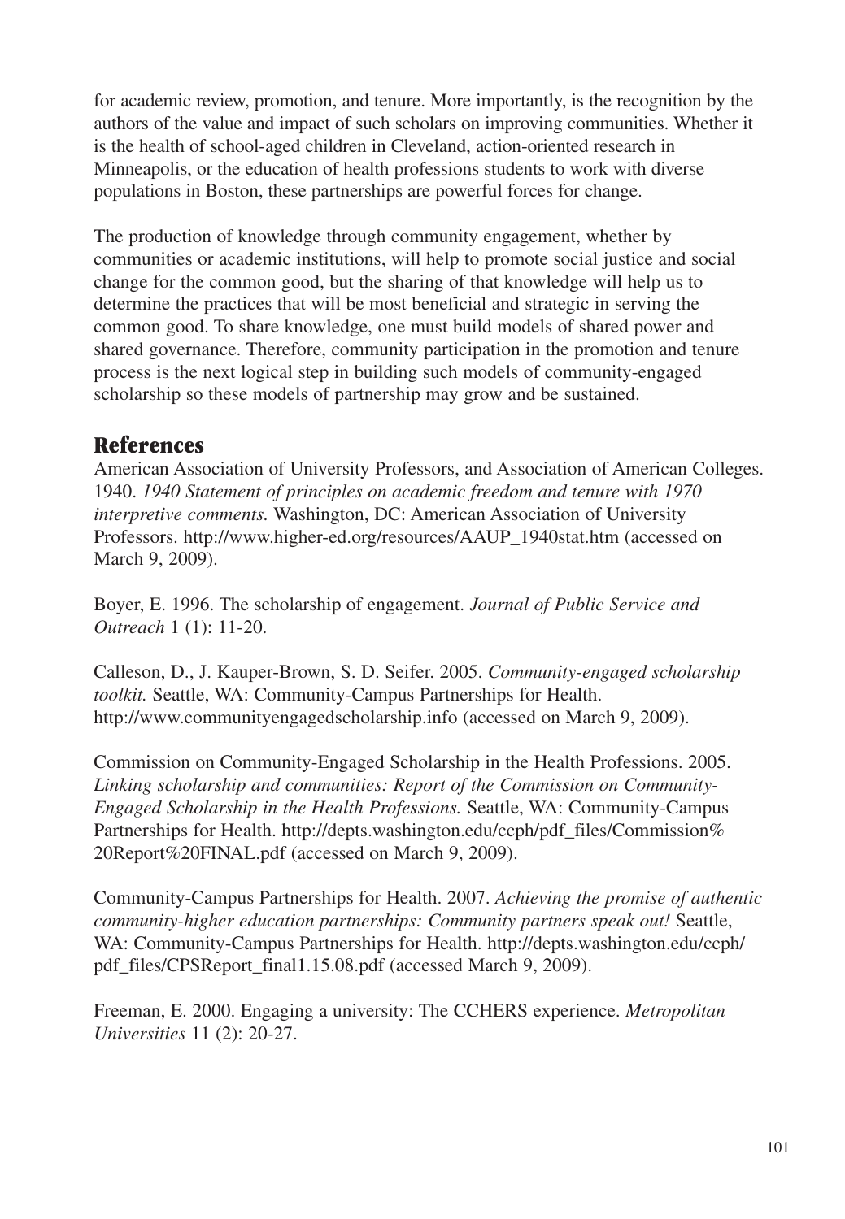for academic review, promotion, and tenure. More importantly, is the recognition by the authors of the value and impact of such scholars on improving communities. Whether it is the health of school-aged children in Cleveland, action-oriented research in Minneapolis, or the education of health professions students to work with diverse populations in Boston, these partnerships are powerful forces for change.

The production of knowledge through community engagement, whether by communities or academic institutions, will help to promote social justice and social change for the common good, but the sharing of that knowledge will help us to determine the practices that will be most beneficial and strategic in serving the common good. To share knowledge, one must build models of shared power and shared governance. Therefore, community participation in the promotion and tenure process is the next logical step in building such models of community-engaged scholarship so these models of partnership may grow and be sustained.

## References

American Association of University Professors, and Association of American Colleges. 1940. *1940 Statement of principles on academic freedom and tenure with 1970 interpretive comments.* Washington, DC: American Association of University Professors. http://www.higher-ed.org/resources/AAUP_1940stat.htm (accessed on March 9, 2009).

Boyer, E. 1996. The scholarship of engagement. *Journal of Public Service and Outreach* 1 (1): 11-20.

Calleson, D., J. Kauper-Brown, S. D. Seifer. 2005. *Community-engaged scholarship toolkit.* Seattle, WA: Community-Campus Partnerships for Health. http://www.communityengagedscholarship.info (accessed on March 9, 2009).

Commission on Community-Engaged Scholarship in the Health Professions. 2005. *Linking scholarship and communities: Report of the Commission on Community-Engaged Scholarship in the Health Professions.* Seattle, WA: Community-Campus Partnerships for Health. http://depts.washington.edu/ccph/pdf_files/Commission%20Report%20FINAL.pdf (accessed on March 9, 2009).

Community-Campus Partnerships for Health. 2007. *Achieving the promise of authentic community-higher education partnerships: Community partners speak out!* Seattle, WA: Community-Campus Partnerships for Health. http://depts.washington.edu/ccph/pdf_files/CPSReport_final1.15.08.pdf (accessed March 9, 2009).

Freeman, E. 2000. Engaging a university: The CCHERS experience. *Metropolitan Universities* 11 (2): 20-27.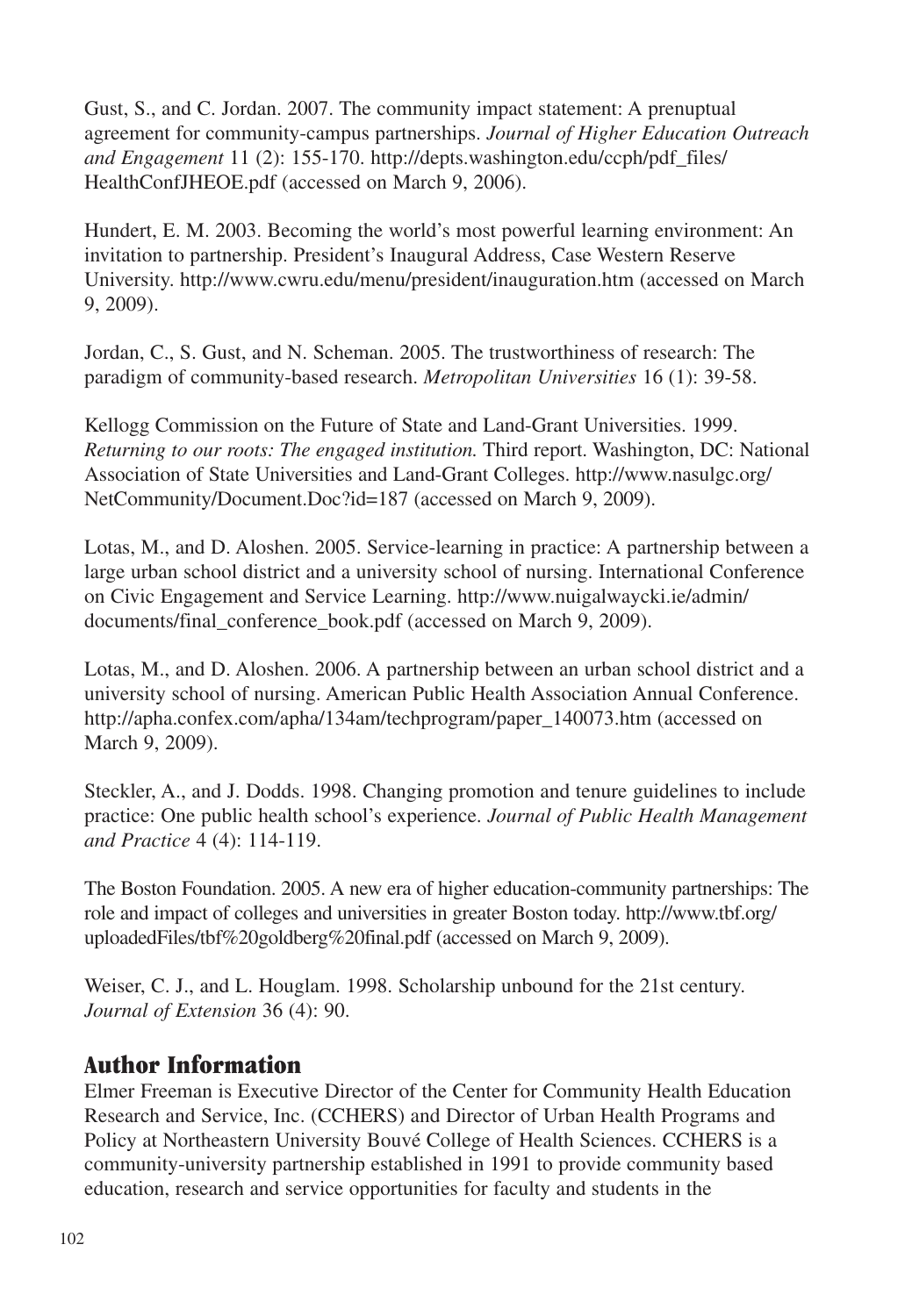Gust, S., and C. Jordan. 2007. The community impact statement: A prenuptual agreement for community-campus partnerships. *Journal of Higher Education Outreach and Engagement* 11 (2): 155-170. http://depts.washington.edu/ccph/pdf_files/HealthConfJHEOE.pdf (accessed on March 9, 2006).

Hundert, E. M. 2003. Becoming the world's most powerful learning environment: An invitation to partnership. President's Inaugural Address, Case Western Reserve University. http://www.cwru.edu/menu/president/inauguration.htm (accessed on March 9, 2009).

Jordan, C., S. Gust, and N. Scheman. 2005. The trustworthiness of research: The paradigm of community-based research. *Metropolitan Universities* 16 (1): 39-58.

Kellogg Commission on the Future of State and Land-Grant Universities. 1999. *Returning to our roots: The engaged institution.* Third report. Washington, DC: National Association of State Universities and Land-Grant Colleges. http://www.nasulgc.org/NetCommunity/Document.Doc?id=187 (accessed on March 9, 2009).

Lotas, M., and D. Aloshen. 2005. Service-learning in practice: A partnership between a large urban school district and a university school of nursing. International Conference on Civic Engagement and Service Learning. http://www.nuigalwaycki.ie/admin/documents/final_conference_book.pdf (accessed on March 9, 2009).

Lotas, M., and D. Aloshen. 2006. A partnership between an urban school district and a university school of nursing. American Public Health Association Annual Conference. http://apha.confex.com/apha/134am/techprogram/paper_140073.htm (accessed on March 9, 2009).

Steckler, A., and J. Dodds. 1998. Changing promotion and tenure guidelines to include practice: One public health school's experience. *Journal of Public Health Management and Practice* 4 (4): 114-119.

The Boston Foundation. 2005. A new era of higher education-community partnerships: The role and impact of colleges and universities in greater Boston today. http://www.tbf.org/uploadedFiles/tbf%20goldberg%20final.pdf (accessed on March 9, 2009).

Weiser, C. J., and L. Houglam. 1998. Scholarship unbound for the 21st century. *Journal of Extension* 36 (4): 90.

## Author Information

Elmer Freeman is Executive Director of the Center for Community Health Education Research and Service, Inc. (CCHERS) and Director of Urban Health Programs and Policy at Northeastern University Bouvé College of Health Sciences. CCHERS is a community-university partnership established in 1991 to provide community based education, research and service opportunities for faculty and students in the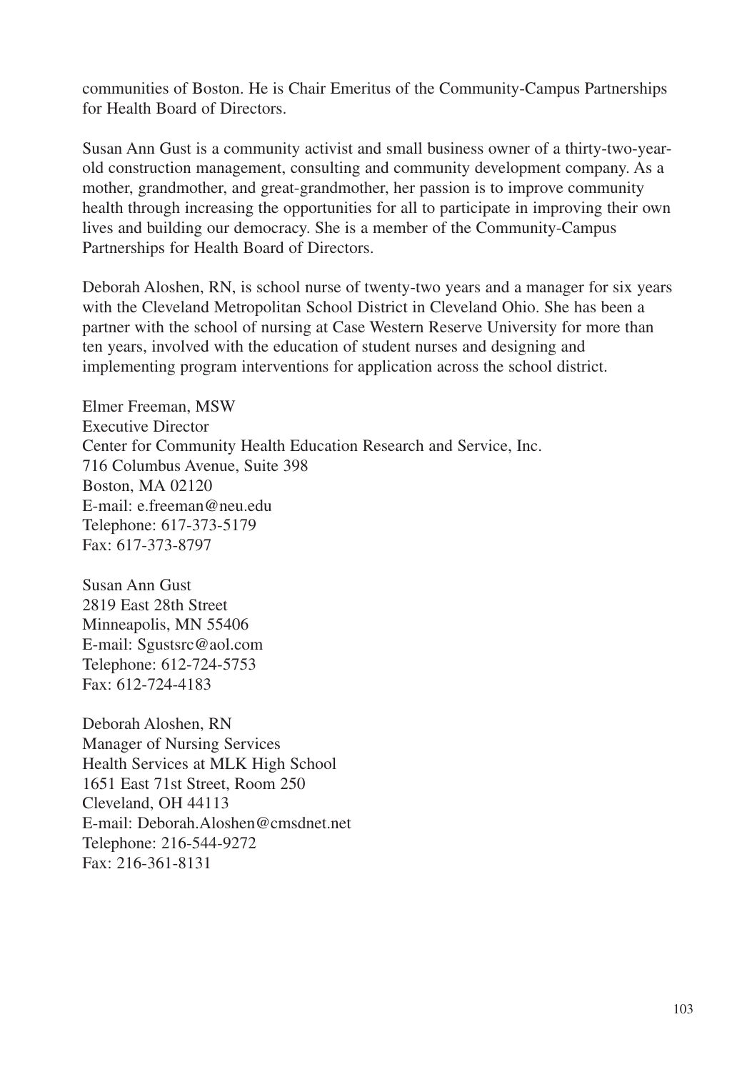communities of Boston. He is Chair Emeritus of the Community-Campus Partnerships for Health Board of Directors.

Susan Ann Gust is a community activist and small business owner of a thirty-two-year-old construction management, consulting and community development company. As a mother, grandmother, and great-grandmother, her passion is to improve community health through increasing the opportunities for all to participate in improving their own lives and building our democracy. She is a member of the Community-Campus Partnerships for Health Board of Directors.

Deborah Aloshen, RN, is school nurse of twenty-two years and a manager for six years with the Cleveland Metropolitan School District in Cleveland Ohio. She has been a partner with the school of nursing at Case Western Reserve University for more than ten years, involved with the education of student nurses and designing and implementing program interventions for application across the school district.

Elmer Freeman, MSW  
Executive Director  
Center for Community Health Education Research and Service, Inc.  
716 Columbus Avenue, Suite 398  
Boston, MA 02120  
E-mail: e.freeman@neu.edu  
Telephone: 617-373-5179  
Fax: 617-373-8797

Susan Ann Gust  
2819 East 28th Street  
Minneapolis, MN 55406  
E-mail: Sgustsrc@aol.com  
Telephone: 612-724-5753  
Fax: 612-724-4183

Deborah Aloshen, RN  
Manager of Nursing Services  
Health Services at MLK High School  
1651 East 71st Street, Room 250  
Cleveland, OH 44113  
E-mail: Deborah.Aloshen@cmsdnet.net  
Telephone: 216-544-9272  
Fax: 216-361-8131